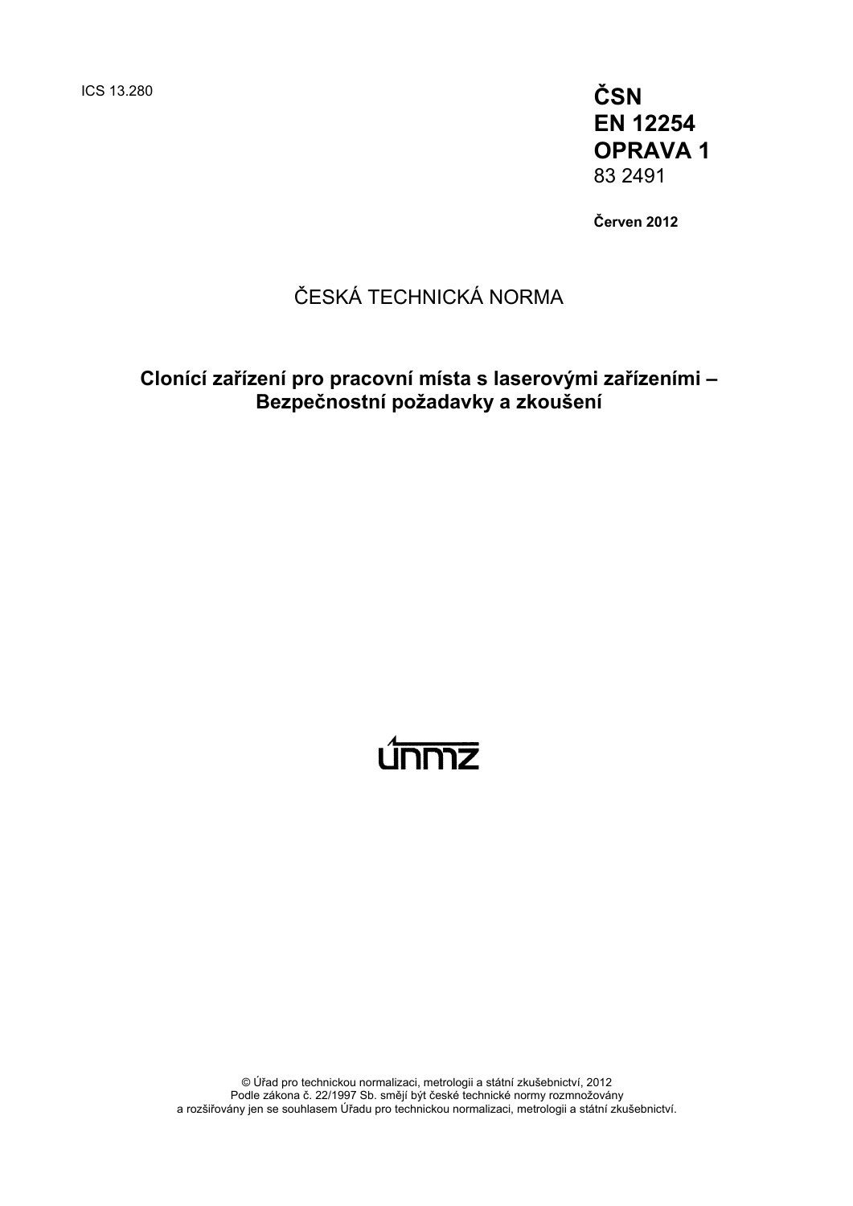ICS 13.280

**ČSN**
**EN 12254**
**OPRAVA 1**
83 2491

**Červen 2012**

ČESKÁ TECHNICKÁ NORMA

## Clonící zařízení pro pracovní místa s laserovými zařízeními – Bezpečnostní požadavky a zkoušení

únmz

© Úřad pro technickou normalizaci, metrologii a státní zkušebnictví, 2012
Podle zákona č. 22/1997 Sb. smějí být české technické normy rozmnožovány
a rozšiřovány jen se souhlasem Úřadu pro technickou normalizaci, metrologii a státní zkušebnictví.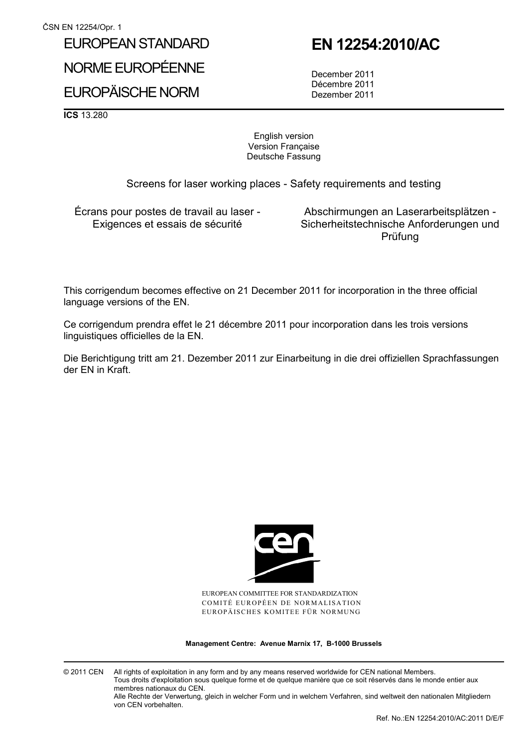ČSN EN 12254/Opr. 1

# EUROPEAN STANDARD
# NORME EUROPÉENNE
# EUROPÄISCHE NORM

# EN 12254:2010/AC

December 2011
Décembre 2011
Dezember 2011

**ICS** 13.280

English version
Version Française
Deutsche Fassung

Screens for laser working places - Safety requirements and testing

Écrans pour postes de travail au laser - Exigences et essais de sécurité

Abschirmungen an Laserarbeitsplätzen - Sicherheitstechnische Anforderungen und Prüfung

This corrigendum becomes effective on 21 December 2011 for incorporation in the three official language versions of the EN.

Ce corrigendum prendra effet le 21 décembre 2011 pour incorporation dans les trois versions linguistiques officielles de la EN.

Die Berichtigung tritt am 21. Dezember 2011 zur Einarbeitung in die drei offiziellen Sprachfassungen der EN in Kraft.

EUROPEAN COMMITTEE FOR STANDARDIZATION
COMITÉ EUROPÉEN DE NORMALISATION
EUROPÄISCHES KOMITEE FÜR NORMUNG

**Management Centre: Avenue Marnix 17, B-1000 Brussels**

© 2011 CEN All rights of exploitation in any form and by any means reserved worldwide for CEN national Members.
Tous droits d'exploitation sous quelque forme et de quelque manière que ce soit réservés dans le monde entier aux membres nationaux du CEN.
Alle Rechte der Verwertung, gleich in welcher Form und in welchem Verfahren, sind weltweit den nationalen Mitgliedern von CEN vorbehalten.

Ref. No.:EN 12254:2010/AC:2011 D/E/F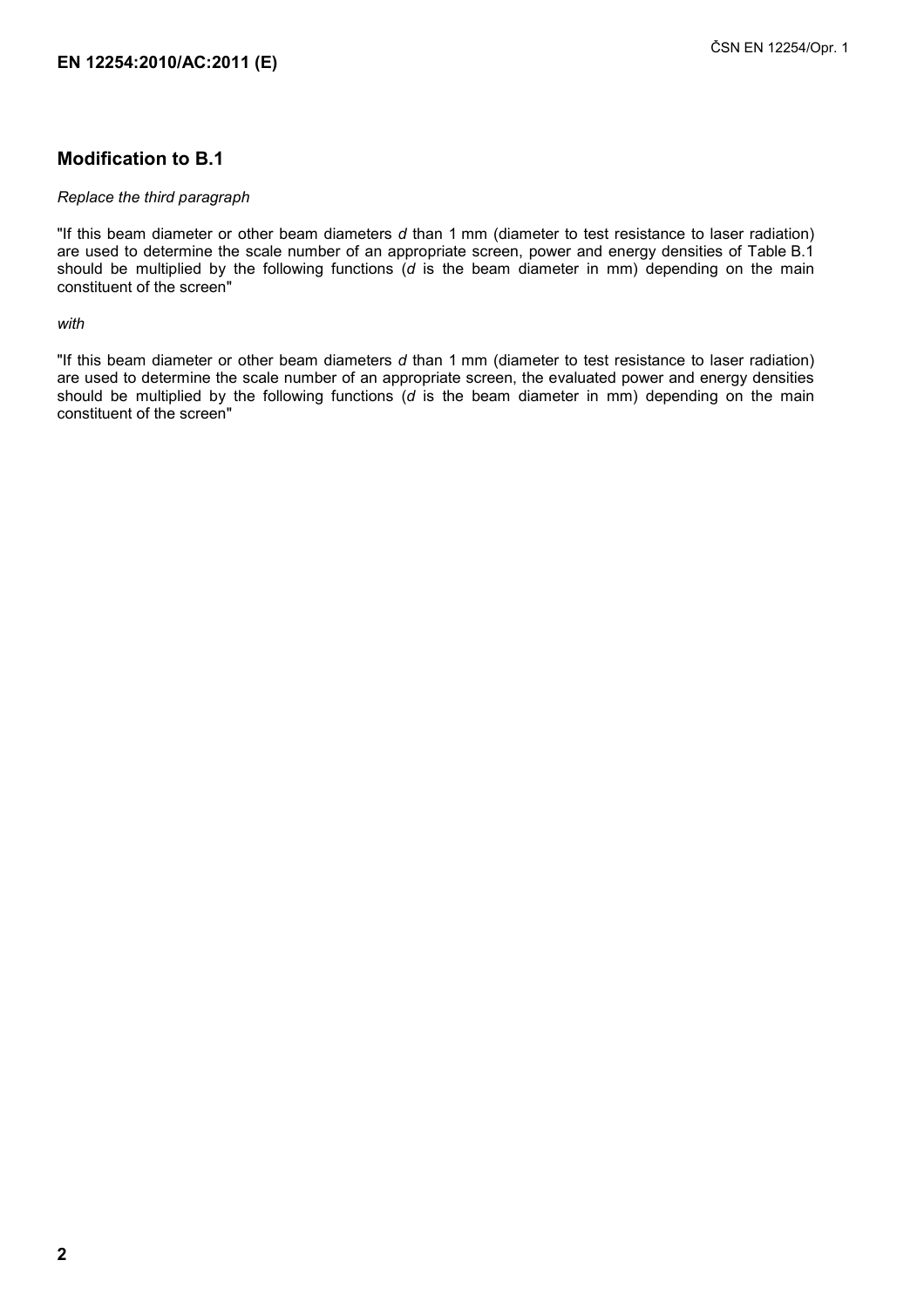## Modification to B.1

*Replace the third paragraph*

"If this beam diameter or other beam diameters $d$ than 1 mm (diameter to test resistance to laser radiation) are used to determine the scale number of an appropriate screen, power and energy densities of Table B.1 should be multiplied by the following functions ($d$ is the beam diameter in mm) depending on the main constituent of the screen"

*with*

"If this beam diameter or other beam diameters $d$ than 1 mm (diameter to test resistance to laser radiation) are used to determine the scale number of an appropriate screen, the evaluated power and energy densities should be multiplied by the following functions ($d$ is the beam diameter in mm) depending on the main constituent of the screen"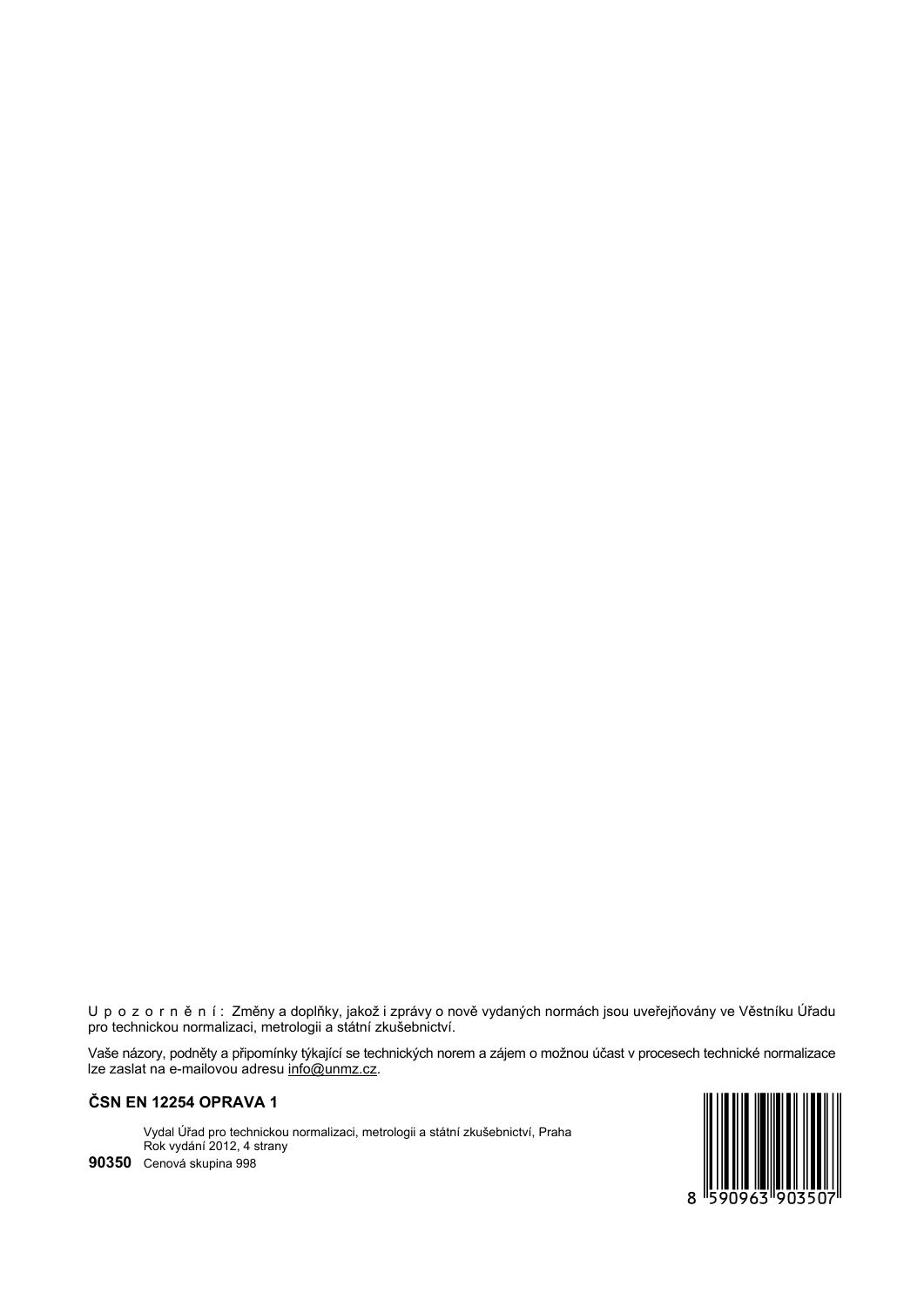U p o z o r n ě n í : Změny a doplňky, jakož i zprávy o nově vydaných normách jsou uveřejňovány ve Věstníku Úřadu pro technickou normalizaci, metrologii a státní zkušebnictví.

Vaše názory, podněty a připomínky týkající se technických norem a zájem o možnou účast v procesech technické normalizace lze zaslat na e-mailovou adresu info@unmz.cz.

**ČSN EN 12254 OPRAVA 1**

Vydal Úřad pro technickou normalizaci, metrologii a státní zkušebnictví, Praha
Rok vydání 2012, 4 strany

**90350** Cenová skupina 998

8 590963 903507